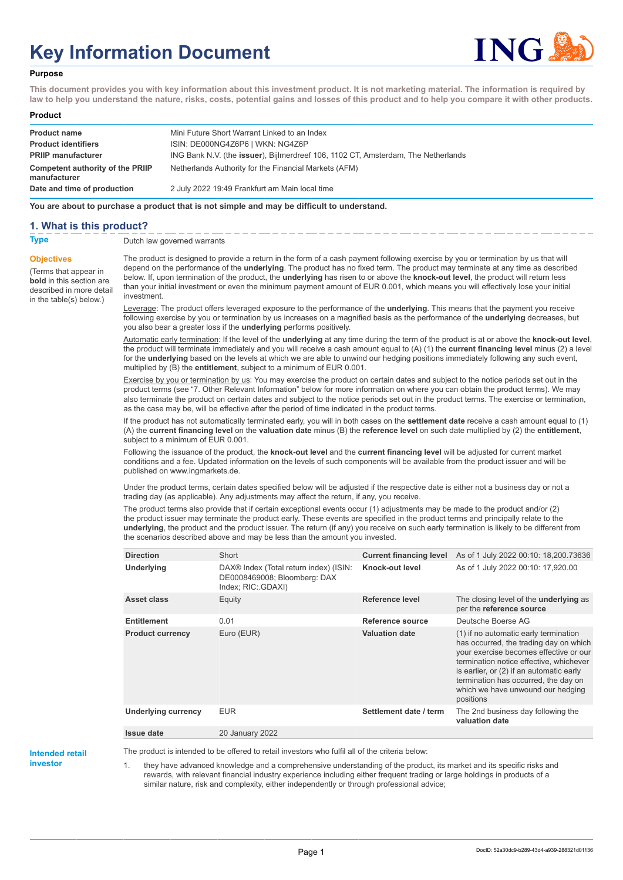# Key Information Document

## Purpose

**This document provides you with key information about this investment product. It is not marketing material. The information is required by law to help you understand the nature, risks, costs, potential gains and losses of this product and to help you compare it with other products.**

## Product

| | |
|---|---|
| **Product name** | Mini Future Short Warrant Linked to an Index |
| **Product identifiers** | ISIN: DE000NG4Z6P6 \| WKN: NG4Z6P |
| **PRIIP manufacturer** | ING Bank N.V. (the **issuer**), Bijlmerdreef 106, 1102 CT, Amsterdam, The Netherlands |
| **Competent authority of the PRIIP manufacturer** | Netherlands Authority for the Financial Markets (AFM) |
| **Date and time of production** | 2 July 2022 19:49 Frankfurt am Main local time |

**You are about to purchase a product that is not simple and may be difficult to understand.**

## 1. What is this product?

**Type**

Dutch law governed warrants

**Objectives**

(Terms that appear in **bold** in this section are described in more detail in the table(s) below.)

The product is designed to provide a return in the form of a cash payment following exercise by you or termination by us that will depend on the performance of the **underlying**. The product has no fixed term. The product may terminate at any time as described below. If, upon termination of the product, the **underlying** has risen to or above the **knock-out level**, the product will return less than your initial investment or even the minimum payment amount of EUR 0.001, which means you will effectively lose your initial investment.

Leverage: The product offers leveraged exposure to the performance of the **underlying**. This means that the payment you receive following exercise by you or termination by us increases on a magnified basis as the performance of the **underlying** decreases, but you also bear a greater loss if the **underlying** performs positively.

Automatic early termination: If the level of the **underlying** at any time during the term of the product is at or above the **knock-out level**, the product will terminate immediately and you will receive a cash amount equal to (A) (1) the **current financing level** minus (2) a level for the **underlying** based on the levels at which we are able to unwind our hedging positions immediately following any such event, multiplied by (B) the **entitlement**, subject to a minimum of EUR 0.001.

Exercise by you or termination by us: You may exercise the product on certain dates and subject to the notice periods set out in the product terms (see "7. Other Relevant Information" below for more information on where you can obtain the product terms). We may also terminate the product on certain dates and subject to the notice periods set out in the product terms. The exercise or termination, as the case may be, will be effective after the period of time indicated in the product terms.

If the product has not automatically terminated early, you will in both cases on the **settlement date** receive a cash amount equal to (1) (A) the **current financing level** on the **valuation date** minus (B) the **reference level** on such date multiplied by (2) the **entitlement**, subject to a minimum of EUR 0.001.

Following the issuance of the product, the **knock-out level** and the **current financing level** will be adjusted for current market conditions and a fee. Updated information on the levels of such components will be available from the product issuer and will be published on www.ingmarkets.de.

Under the product terms, certain dates specified below will be adjusted if the respective date is either not a business day or not a trading day (as applicable). Any adjustments may affect the return, if any, you receive.

The product terms also provide that if certain exceptional events occur (1) adjustments may be made to the product and/or (2) the product issuer may terminate the product early. These events are specified in the product terms and principally relate to the **underlying**, the product and the product issuer. The return (if any) you receive on such early termination is likely to be different from the scenarios described above and may be less than the amount you invested.

| | | | |
|---|---|---|---|
| **Direction** | Short | **Current financing level** | As of 1 July 2022 00:10: 18,200.73636 |
| **Underlying** | DAX® Index (Total return index) (ISIN: DE0008469008; Bloomberg: DAX Index; RIC:.GDAXI) | **Knock-out level** | As of 1 July 2022 00:10: 17,920.00 |
| **Asset class** | Equity | **Reference level** | The closing level of the **underlying** as per the **reference source** |
| **Entitlement** | 0.01 | **Reference source** | Deutsche Boerse AG |
| **Product currency** | Euro (EUR) | **Valuation date** | (1) if no automatic early termination has occurred, the trading day on which your exercise becomes effective or our termination notice effective, whichever is earlier, or (2) if an automatic early termination has occurred, the day on which we have unwound our hedging positions |
| **Underlying currency** | EUR | **Settlement date / term** | The 2nd business day following the **valuation date** |
| **Issue date** | 20 January 2022 | | |

**Intended retail investor**

The product is intended to be offered to retail investors who fulfil all of the criteria below:

1. they have advanced knowledge and a comprehensive understanding of the product, its market and its specific risks and rewards, with relevant financial industry experience including either frequent trading or large holdings in products of a similar nature, risk and complexity, either independently or through professional advice;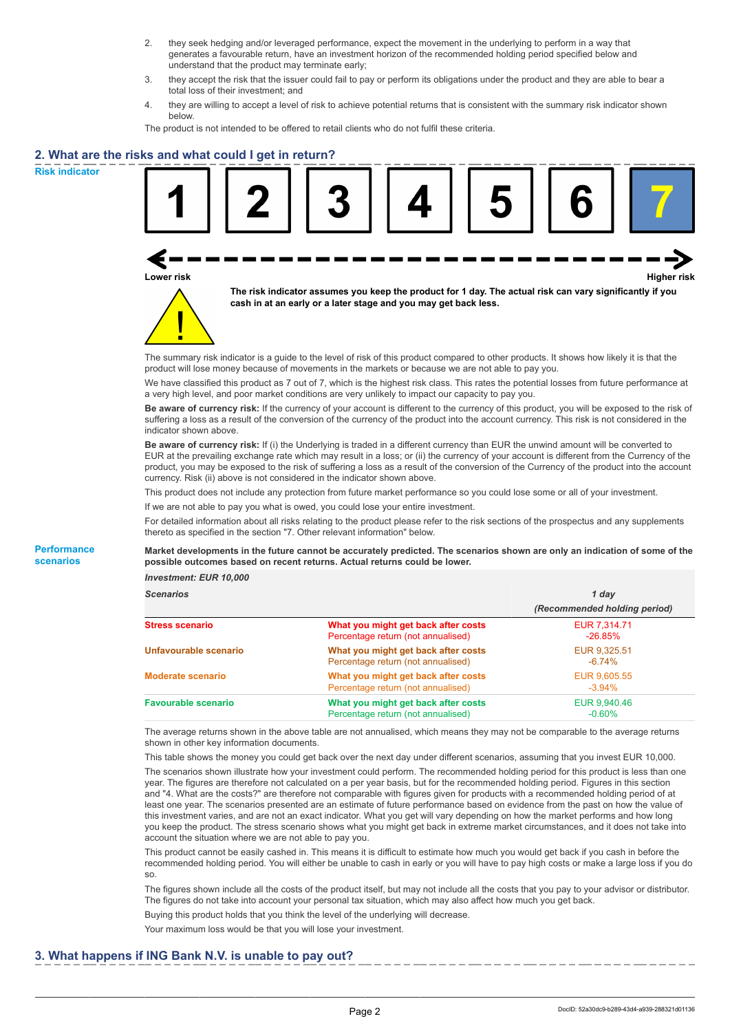2. they seek hedging and/or leveraged performance, expect the movement in the underlying to perform in a way that generates a favourable return, have an investment horizon of the recommended holding period specified below and understand that the product may terminate early;
3. they accept the risk that the issuer could fail to pay or perform its obligations under the product and they are able to bear a total loss of their investment; and
4. they are willing to accept a level of risk to achieve potential returns that is consistent with the summary risk indicator shown below.

The product is not intended to be offered to retail clients who do not fulfil these criteria.

## 2. What are the risks and what could I get in return?

### Risk indicator

| 1 | 2 | 3 | 4 | 5 | 6 | **7** |
|---|---|---|---|---|---|---|

Lower risk ← → Higher risk

**The risk indicator assumes you keep the product for 1 day. The actual risk can vary significantly if you cash in at an early or a later stage and you may get back less.**

The summary risk indicator is a guide to the level of risk of this product compared to other products. It shows how likely it is that the product will lose money because of movements in the markets or because we are not able to pay you.

We have classified this product as 7 out of 7, which is the highest risk class. This rates the potential losses from future performance at a very high level, and poor market conditions are very unlikely to impact our capacity to pay you.

**Be aware of currency risk:** If the currency of your account is different to the currency of this product, you will be exposed to the risk of suffering a loss as a result of the conversion of the currency of the product into the account currency. This risk is not considered in the indicator shown above.

**Be aware of currency risk:** If (i) the Underlying is traded in a different currency than EUR the unwind amount will be converted to EUR at the prevailing exchange rate which may result in a loss; or (ii) the currency of your account is different from the Currency of the product, you may be exposed to the risk of suffering a loss as a result of the conversion of the Currency of the product into the account currency. Risk (ii) above is not considered in the indicator shown above.

This product does not include any protection from future market performance so you could lose some or all of your investment.

If we are not able to pay you what is owed, you could lose your entire investment.

For detailed information about all risks relating to the product please refer to the risk sections of the prospectus and any supplements thereto as specified in the section "7. Other relevant information" below.

### Performance scenarios

**Market developments in the future cannot be accurately predicted. The scenarios shown are only an indication of some of the possible outcomes based on recent returns. Actual returns could be lower.**

| *Investment: EUR 10,000* | | |
|---|---|---|
| ***Scenarios*** | | ***1 day*** ***(Recommended holding period)*** |
| **Stress scenario** | **What you might get back after costs** Percentage return (not annualised) | EUR 7,314.71 -26.85% |
| **Unfavourable scenario** | **What you might get back after costs** Percentage return (not annualised) | EUR 9,325.51 -6.74% |
| **Moderate scenario** | **What you might get back after costs** Percentage return (not annualised) | EUR 9,605.55 -3.94% |
| **Favourable scenario** | **What you might get back after costs** Percentage return (not annualised) | EUR 9,940.46 -0.60% |

The average returns shown in the above table are not annualised, which means they may not be comparable to the average returns shown in other key information documents.

This table shows the money you could get back over the next day under different scenarios, assuming that you invest EUR 10,000.

The scenarios shown illustrate how your investment could perform. The recommended holding period for this product is less than one year. The figures are therefore not calculated on a per year basis, but for the recommended holding period. Figures in this section and "4. What are the costs?" are therefore not comparable with figures given for products with a recommended holding period of at least one year. The scenarios presented are an estimate of future performance based on evidence from the past on how the value of this investment varies, and are not an exact indicator. What you get will vary depending on how the market performs and how long you keep the product. The stress scenario shows what you might get back in extreme market circumstances, and it does not take into account the situation where we are not able to pay you.

This product cannot be easily cashed in. This means it is difficult to estimate how much you would get back if you cash in before the recommended holding period. You will either be unable to cash in early or you will have to pay high costs or make a large loss if you do so.

The figures shown include all the costs of the product itself, but may not include all the costs that you pay to your advisor or distributor. The figures do not take into account your personal tax situation, which may also affect how much you get back.

Buying this product holds that you think the level of the underlying will decrease.

Your maximum loss would be that you will lose your investment.

## 3. What happens if ING Bank N.V. is unable to pay out?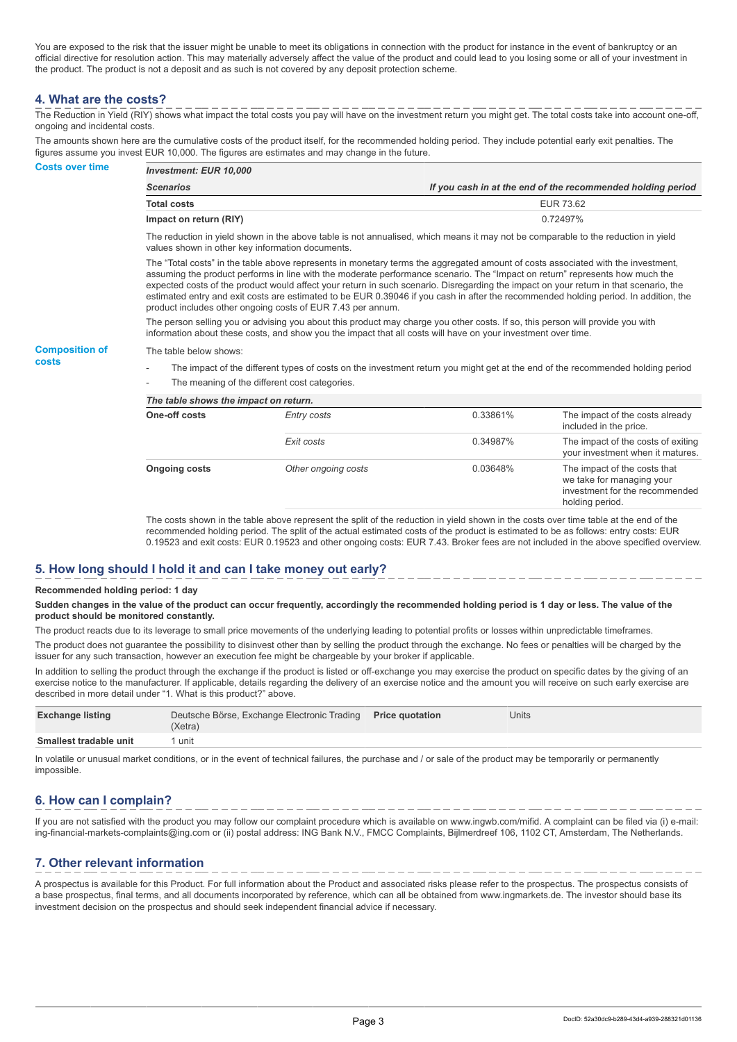You are exposed to the risk that the issuer might be unable to meet its obligations in connection with the product for instance in the event of bankruptcy or an official directive for resolution action. This may materially adversely affect the value of the product and could lead to you losing some or all of your investment in the product. The product is not a deposit and as such is not covered by any deposit protection scheme.

## 4. What are the costs?

The Reduction in Yield (RIY) shows what impact the total costs you pay will have on the investment return you might get. The total costs take into account one-off, ongoing and incidental costs.

The amounts shown here are the cumulative costs of the product itself, for the recommended holding period. They include potential early exit penalties. The figures assume you invest EUR 10,000. The figures are estimates and may change in the future.

**Costs over time**

| *Investment: EUR 10,000* | |
|---|---|
| ***Scenarios*** | ***If you cash in at the end of the recommended holding period*** |
| **Total costs** | EUR 73.62 |
| **Impact on return (RIY)** | 0.72497% |

The reduction in yield shown in the above table is not annualised, which means it may not be comparable to the reduction in yield values shown in other key information documents.

The "Total costs" in the table above represents in monetary terms the aggregated amount of costs associated with the investment, assuming the product performs in line with the moderate performance scenario. The "Impact on return" represents how much the expected costs of the product would affect your return in such scenario. Disregarding the impact on your return in that scenario, the estimated entry and exit costs are estimated to be EUR 0.39046 if you cash in after the recommended holding period. In addition, the product includes other ongoing costs of EUR 7.43 per annum.

The person selling you or advising you about this product may charge you other costs. If so, this person will provide you with information about these costs, and show you the impact that all costs will have on your investment over time.

**Composition of costs**

The table below shows:

- The impact of the different types of costs on the investment return you might get at the end of the recommended holding period
- The meaning of the different cost categories.

| *The table shows the impact on return.* | | | |
|---|---|---|---|
| **One-off costs** | *Entry costs* | 0.33861% | The impact of the costs already included in the price. |
| | *Exit costs* | 0.34987% | The impact of the costs of exiting your investment when it matures. |
| **Ongoing costs** | *Other ongoing costs* | 0.03648% | The impact of the costs that we take for managing your investment for the recommended holding period. |

The costs shown in the table above represent the split of the reduction in yield shown in the costs over time table at the end of the recommended holding period. The split of the actual estimated costs of the product is estimated to be as follows: entry costs: EUR 0.19523 and exit costs: EUR 0.19523 and other ongoing costs: EUR 7.43. Broker fees are not included in the above specified overview.

## 5. How long should I hold it and can I take money out early?

**Recommended holding period: 1 day**

**Sudden changes in the value of the product can occur frequently, accordingly the recommended holding period is 1 day or less. The value of the product should be monitored constantly.**

The product reacts due to its leverage to small price movements of the underlying leading to potential profits or losses within unpredictable timeframes.

The product does not guarantee the possibility to disinvest other than by selling the product through the exchange. No fees or penalties will be charged by the issuer for any such transaction, however an execution fee might be chargeable by your broker if applicable.

In addition to selling the product through the exchange if the product is listed or off-exchange you may exercise the product on specific dates by the giving of an exercise notice to the manufacturer. If applicable, details regarding the delivery of an exercise notice and the amount you will receive on such early exercise are described in more detail under "1. What is this product?" above.

| | | | |
|---|---|---|---|
| **Exchange listing** | Deutsche Börse, Exchange Electronic Trading (Xetra) | **Price quotation** | Units |
| **Smallest tradable unit** | 1 unit | | |

In volatile or unusual market conditions, or in the event of technical failures, the purchase and / or sale of the product may be temporarily or permanently impossible.

## 6. How can I complain?

If you are not satisfied with the product you may follow our complaint procedure which is available on www.ingwb.com/mifid. A complaint can be filed via (i) e-mail: ing-financial-markets-complaints@ing.com or (ii) postal address: ING Bank N.V., FMCC Complaints, Bijlmerdreef 106, 1102 CT, Amsterdam, The Netherlands.

## 7. Other relevant information

A prospectus is available for this Product. For full information about the Product and associated risks please refer to the prospectus. The prospectus consists of a base prospectus, final terms, and all documents incorporated by reference, which can all be obtained from www.ingmarkets.de. The investor should base its investment decision on the prospectus and should seek independent financial advice if necessary.